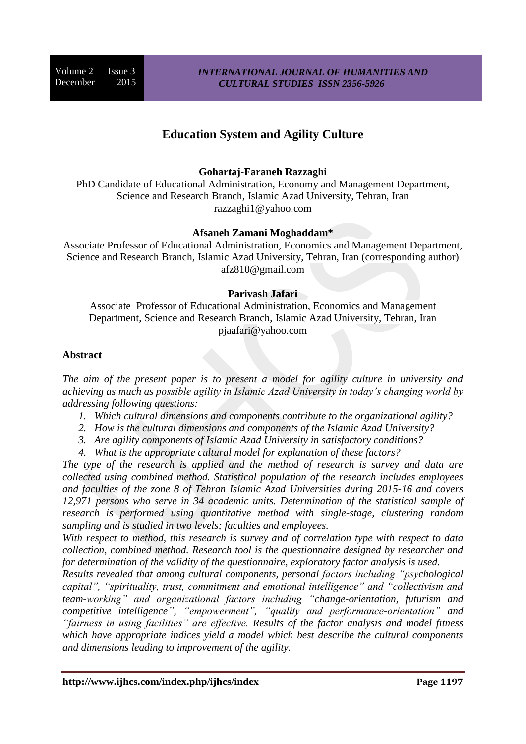# Education System and Agility Culture

**Gohartaj-Faraneh Razzaghi**

PhD Candidate of Educational Administration, Economy and Management Department, Science and Research Branch, Islamic Azad University, Tehran, Iran
razzaghi1@yahoo.com

**Afsaneh Zamani Moghaddam***

Associate Professor of Educational Administration, Economics and Management Department, Science and Research Branch, Islamic Azad University, Tehran, Iran (corresponding author)
afz810@gmail.com

**Parivash Jafari**

Associate Professor of Educational Administration, Economics and Management Department, Science and Research Branch, Islamic Azad University, Tehran, Iran
pjaafari@yahoo.com

## Abstract

*The aim of the present paper is to present a model for agility culture in university and achieving as much as possible agility in Islamic Azad University in today's changing world by addressing following questions:*

1. *Which cultural dimensions and components contribute to the organizational agility?*
2. *How is the cultural dimensions and components of the Islamic Azad University?*
3. *Are agility components of Islamic Azad University in satisfactory conditions?*
4. *What is the appropriate cultural model for explanation of these factors?*

*The type of the research is applied and the method of research is survey and data are collected using combined method. Statistical population of the research includes employees and faculties of the zone 8 of Tehran Islamic Azad Universities during 2015-16 and covers 12,971 persons who serve in 34 academic units. Determination of the statistical sample of research is performed using quantitative method with single-stage, clustering random sampling and is studied in two levels; faculties and employees.*

*With respect to method, this research is survey and of correlation type with respect to data collection, combined method. Research tool is the questionnaire designed by researcher and for determination of the validity of the questionnaire, exploratory factor analysis is used.*

*Results revealed that among cultural components, personal factors including "psychological capital", "spirituality, trust, commitment and emotional intelligence" and "collectivism and team-working" and organizational factors including "change-orientation, futurism and competitive intelligence", "empowerment", "quality and performance-orientation" and "fairness in using facilities" are effective. Results of the factor analysis and model fitness which have appropriate indices yield a model which best describe the cultural components and dimensions leading to improvement of the agility.*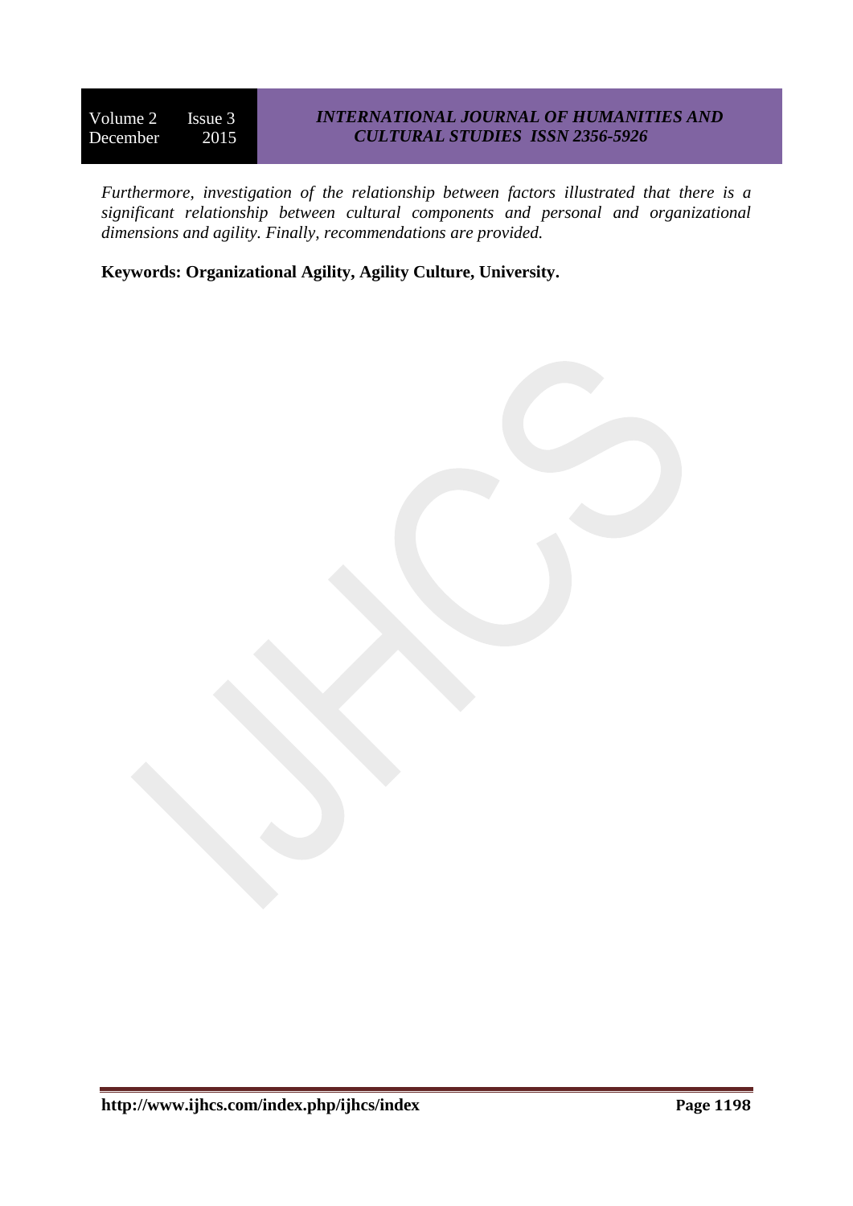*Furthermore, investigation of the relationship between factors illustrated that there is a significant relationship between cultural components and personal and organizational dimensions and agility. Finally, recommendations are provided.*

**Keywords: Organizational Agility, Agility Culture, University.**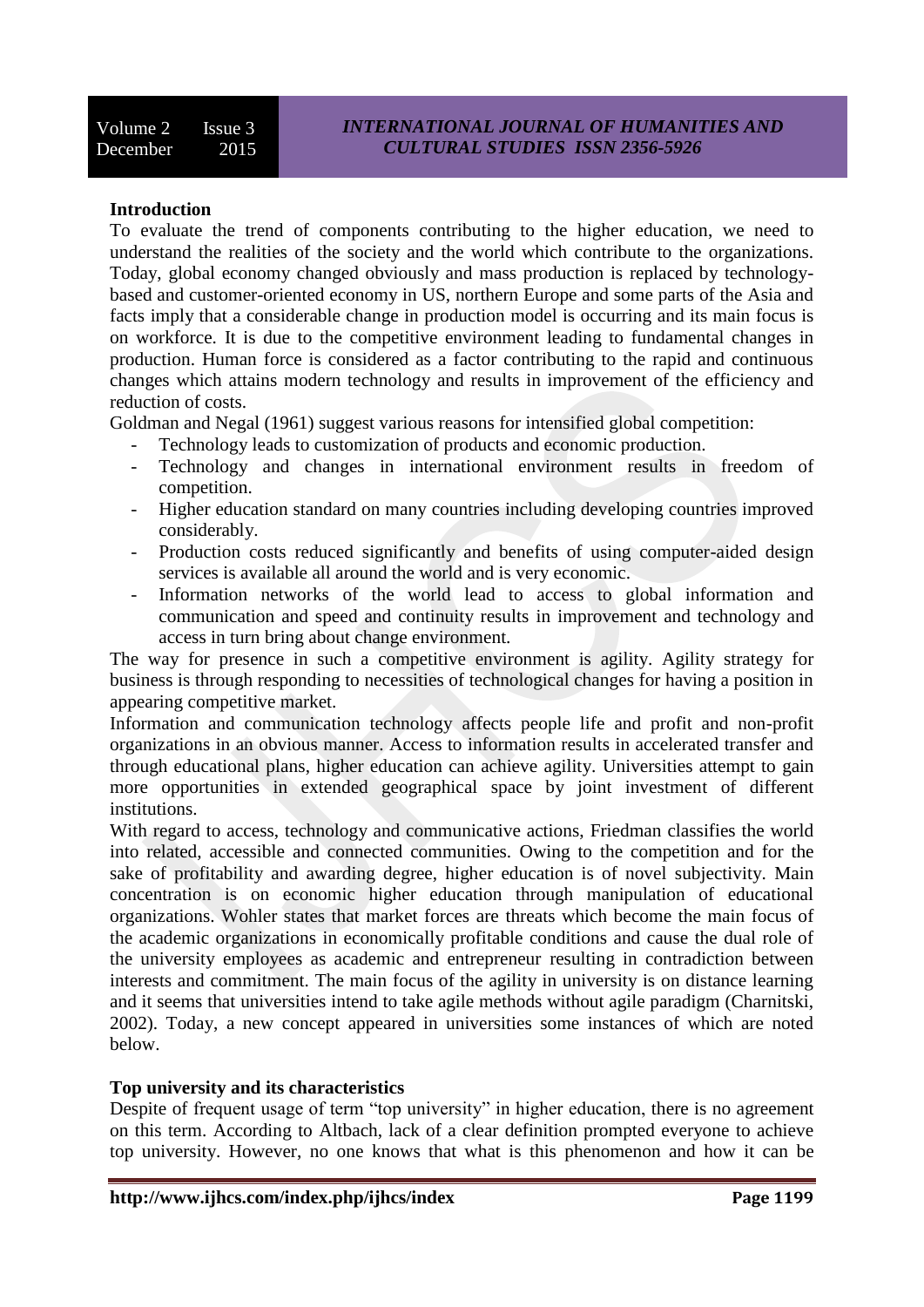## Introduction

To evaluate the trend of components contributing to the higher education, we need to understand the realities of the society and the world which contribute to the organizations. Today, global economy changed obviously and mass production is replaced by technology-based and customer-oriented economy in US, northern Europe and some parts of the Asia and facts imply that a considerable change in production model is occurring and its main focus is on workforce. It is due to the competitive environment leading to fundamental changes in production. Human force is considered as a factor contributing to the rapid and continuous changes which attains modern technology and results in improvement of the efficiency and reduction of costs.

Goldman and Negal (1961) suggest various reasons for intensified global competition:

- Technology leads to customization of products and economic production.
- Technology and changes in international environment results in freedom of competition.
- Higher education standard on many countries including developing countries improved considerably.
- Production costs reduced significantly and benefits of using computer-aided design services is available all around the world and is very economic.
- Information networks of the world lead to access to global information and communication and speed and continuity results in improvement and technology and access in turn bring about change environment.

The way for presence in such a competitive environment is agility. Agility strategy for business is through responding to necessities of technological changes for having a position in appearing competitive market.

Information and communication technology affects people life and profit and non-profit organizations in an obvious manner. Access to information results in accelerated transfer and through educational plans, higher education can achieve agility. Universities attempt to gain more opportunities in extended geographical space by joint investment of different institutions.

With regard to access, technology and communicative actions, Friedman classifies the world into related, accessible and connected communities. Owing to the competition and for the sake of profitability and awarding degree, higher education is of novel subjectivity. Main concentration is on economic higher education through manipulation of educational organizations. Wohler states that market forces are threats which become the main focus of the academic organizations in economically profitable conditions and cause the dual role of the university employees as academic and entrepreneur resulting in contradiction between interests and commitment. The main focus of the agility in university is on distance learning and it seems that universities intend to take agile methods without agile paradigm (Charnitski, 2002). Today, a new concept appeared in universities some instances of which are noted below.

## Top university and its characteristics

Despite of frequent usage of term "top university" in higher education, there is no agreement on this term. According to Altbach, lack of a clear definition prompted everyone to achieve top university. However, no one knows that what is this phenomenon and how it can be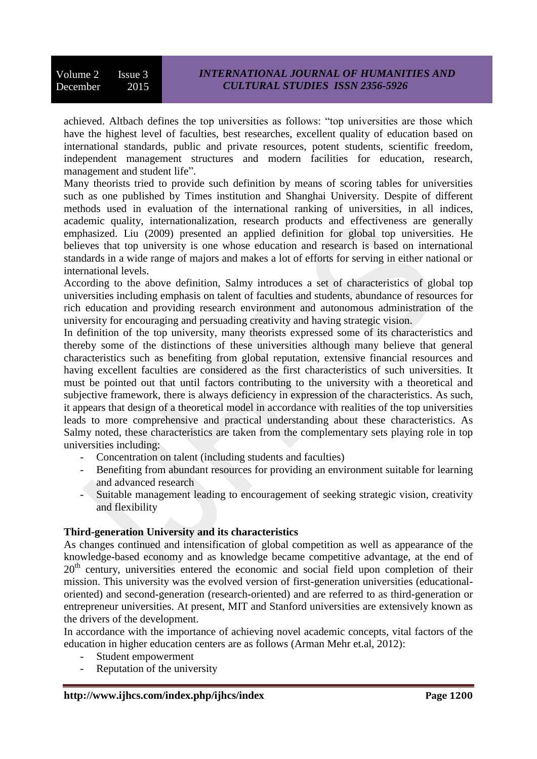achieved. Altbach defines the top universities as follows: "top universities are those which have the highest level of faculties, best researches, excellent quality of education based on international standards, public and private resources, potent students, scientific freedom, independent management structures and modern facilities for education, research, management and student life".

Many theorists tried to provide such definition by means of scoring tables for universities such as one published by Times institution and Shanghai University. Despite of different methods used in evaluation of the international ranking of universities, in all indices, academic quality, internationalization, research products and effectiveness are generally emphasized. Liu (2009) presented an applied definition for global top universities. He believes that top university is one whose education and research is based on international standards in a wide range of majors and makes a lot of efforts for serving in either national or international levels.

According to the above definition, Salmy introduces a set of characteristics of global top universities including emphasis on talent of faculties and students, abundance of resources for rich education and providing research environment and autonomous administration of the university for encouraging and persuading creativity and having strategic vision.

In definition of the top university, many theorists expressed some of its characteristics and thereby some of the distinctions of these universities although many believe that general characteristics such as benefiting from global reputation, extensive financial resources and having excellent faculties are considered as the first characteristics of such universities. It must be pointed out that until factors contributing to the university with a theoretical and subjective framework, there is always deficiency in expression of the characteristics. As such, it appears that design of a theoretical model in accordance with realities of the top universities leads to more comprehensive and practical understanding about these characteristics. As Salmy noted, these characteristics are taken from the complementary sets playing role in top universities including:

- Concentration on talent (including students and faculties)
- Benefiting from abundant resources for providing an environment suitable for learning and advanced research
- Suitable management leading to encouragement of seeking strategic vision, creativity and flexibility

**Third-generation University and its characteristics**

As changes continued and intensification of global competition as well as appearance of the knowledge-based economy and as knowledge became competitive advantage, at the end of 20th century, universities entered the economic and social field upon completion of their mission. This university was the evolved version of first-generation universities (educational-oriented) and second-generation (research-oriented) and are referred to as third-generation or entrepreneur universities. At present, MIT and Stanford universities are extensively known as the drivers of the development.

In accordance with the importance of achieving novel academic concepts, vital factors of the education in higher education centers are as follows (Arman Mehr et.al, 2012):

- Student empowerment
- Reputation of the university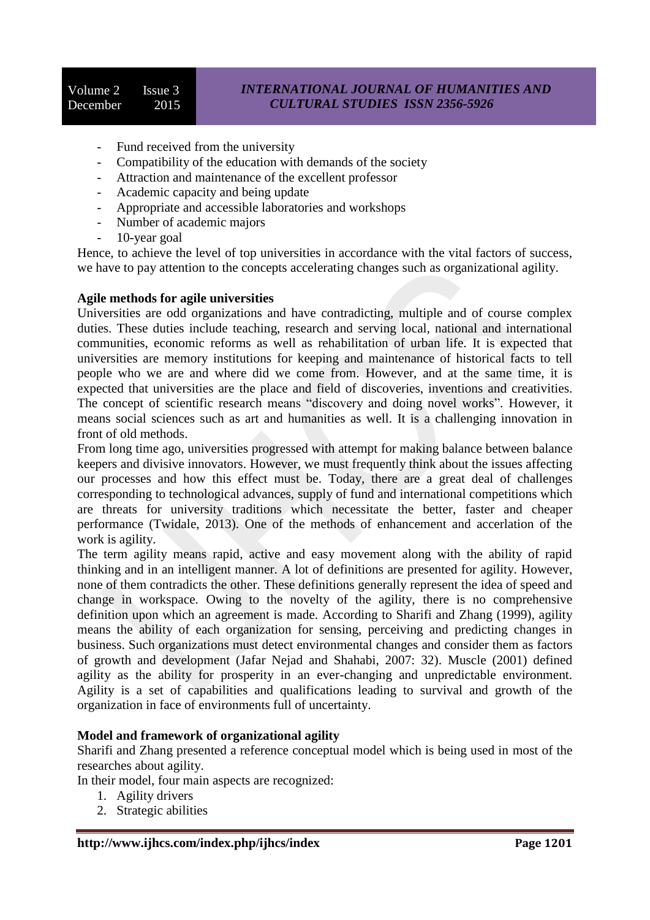- Fund received from the university
- Compatibility of the education with demands of the society
- Attraction and maintenance of the excellent professor
- Academic capacity and being update
- Appropriate and accessible laboratories and workshops
- Number of academic majors
- 10-year goal

Hence, to achieve the level of top universities in accordance with the vital factors of success, we have to pay attention to the concepts accelerating changes such as organizational agility.

**Agile methods for agile universities**

Universities are odd organizations and have contradicting, multiple and of course complex duties. These duties include teaching, research and serving local, national and international communities, economic reforms as well as rehabilitation of urban life. It is expected that universities are memory institutions for keeping and maintenance of historical facts to tell people who we are and where did we come from. However, and at the same time, it is expected that universities are the place and field of discoveries, inventions and creativities. The concept of scientific research means "discovery and doing novel works". However, it means social sciences such as art and humanities as well. It is a challenging innovation in front of old methods.

From long time ago, universities progressed with attempt for making balance between balance keepers and divisive innovators. However, we must frequently think about the issues affecting our processes and how this effect must be. Today, there are a great deal of challenges corresponding to technological advances, supply of fund and international competitions which are threats for university traditions which necessitate the better, faster and cheaper performance (Twidale, 2013). One of the methods of enhancement and accerlation of the work is agility.

The term agility means rapid, active and easy movement along with the ability of rapid thinking and in an intelligent manner. A lot of definitions are presented for agility. However, none of them contradicts the other. These definitions generally represent the idea of speed and change in workspace. Owing to the novelty of the agility, there is no comprehensive definition upon which an agreement is made. According to Sharifi and Zhang (1999), agility means the ability of each organization for sensing, perceiving and predicting changes in business. Such organizations must detect environmental changes and consider them as factors of growth and development (Jafar Nejad and Shahabi, 2007: 32). Muscle (2001) defined agility as the ability for prosperity in an ever-changing and unpredictable environment. Agility is a set of capabilities and qualifications leading to survival and growth of the organization in face of environments full of uncertainty.

**Model and framework of organizational agility**

Sharifi and Zhang presented a reference conceptual model which is being used in most of the researches about agility.

In their model, four main aspects are recognized:

1. Agility drivers
2. Strategic abilities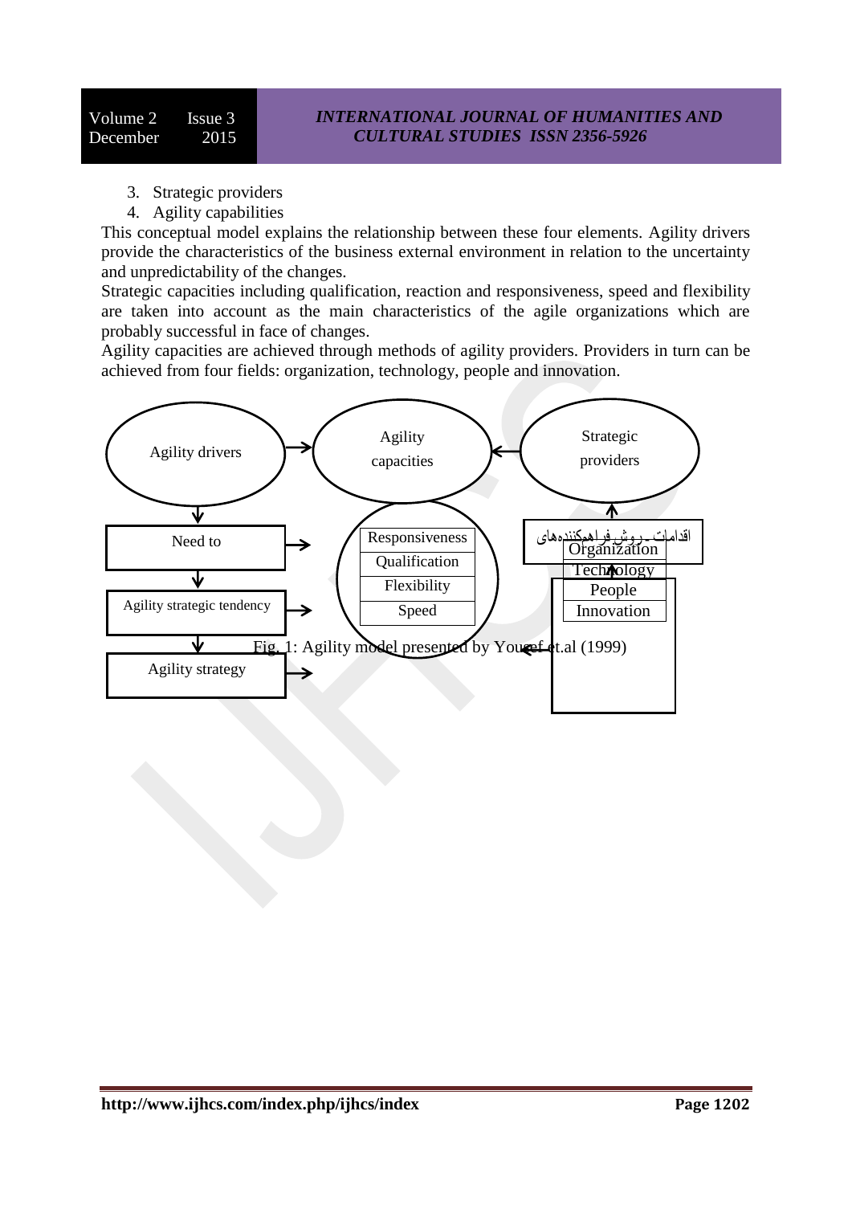3. Strategic providers
4. Agility capabilities

This conceptual model explains the relationship between these four elements. Agility drivers provide the characteristics of the business external environment in relation to the uncertainty and unpredictability of the changes.

Strategic capacities including qualification, reaction and responsiveness, speed and flexibility are taken into account as the main characteristics of the agile organizations which are probably successful in face of changes.

Agility capacities are achieved through methods of agility providers. Providers in turn can be achieved from four fields: organization, technology, people and innovation.

Agility drivers

Agility capacities

Strategic providers

Need to

Agility strategic tendency

Agility strategy

Responsiveness

Qualification

Flexibility

Speed

اقدامات- روش فراهم‌کننده‌های

Organization

Technology

People

Innovation

Fig. 1: Agility model presented by Yousef et.al (1999)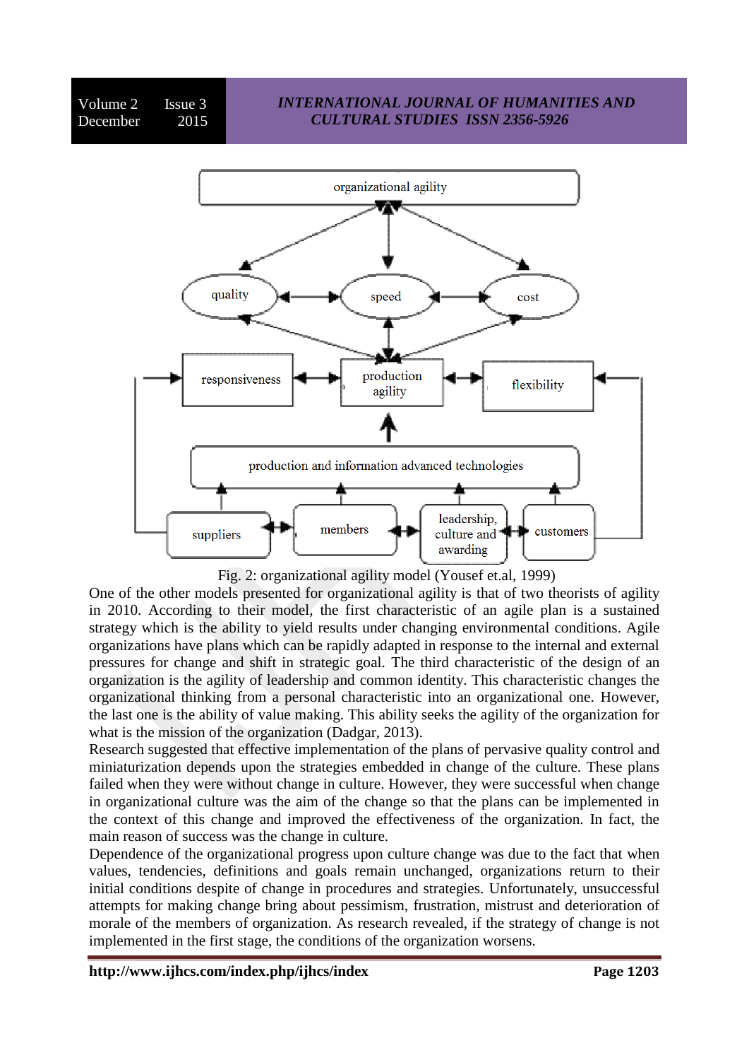Fig. 2: organizational agility model (Yousef et.al, 1999)

One of the other models presented for organizational agility is that of two theorists of agility in 2010. According to their model, the first characteristic of an agile plan is a sustained strategy which is the ability to yield results under changing environmental conditions. Agile organizations have plans which can be rapidly adapted in response to the internal and external pressures for change and shift in strategic goal. The third characteristic of the design of an organization is the agility of leadership and common identity. This characteristic changes the organizational thinking from a personal characteristic into an organizational one. However, the last one is the ability of value making. This ability seeks the agility of the organization for what is the mission of the organization (Dadgar, 2013).

Research suggested that effective implementation of the plans of pervasive quality control and miniaturization depends upon the strategies embedded in change of the culture. These plans failed when they were without change in culture. However, they were successful when change in organizational culture was the aim of the change so that the plans can be implemented in the context of this change and improved the effectiveness of the organization. In fact, the main reason of success was the change in culture.

Dependence of the organizational progress upon culture change was due to the fact that when values, tendencies, definitions and goals remain unchanged, organizations return to their initial conditions despite of change in procedures and strategies. Unfortunately, unsuccessful attempts for making change bring about pessimism, frustration, mistrust and deterioration of morale of the members of organization. As research revealed, if the strategy of change is not implemented in the first stage, the conditions of the organization worsens.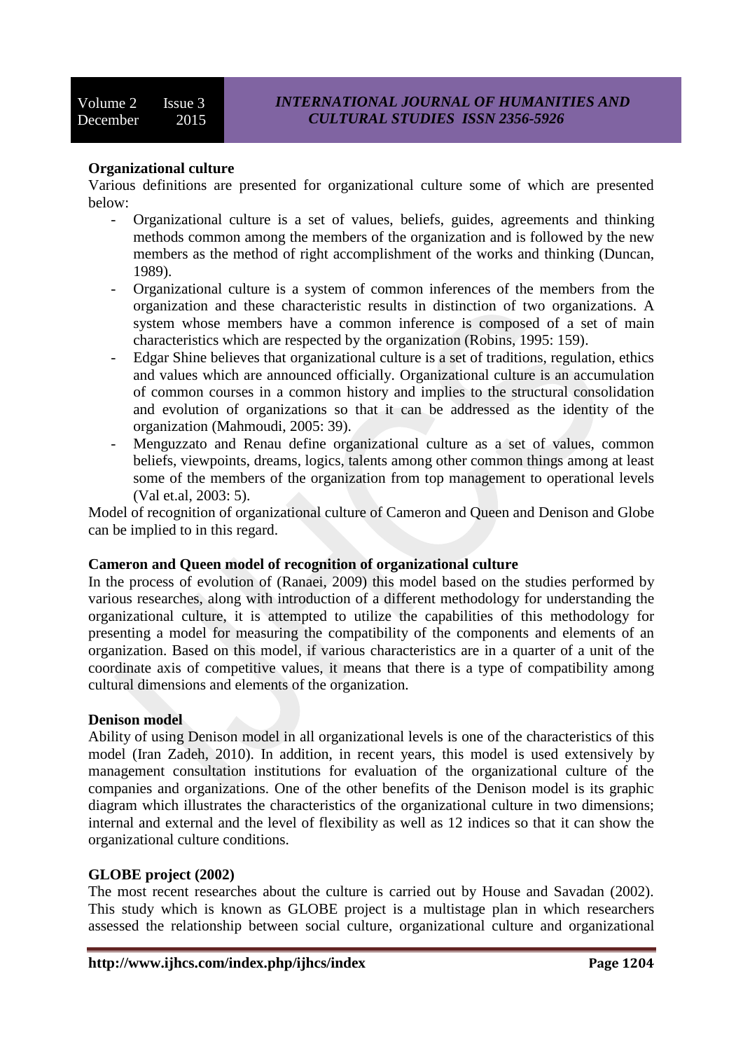**Organizational culture**

Various definitions are presented for organizational culture some of which are presented below:

- Organizational culture is a set of values, beliefs, guides, agreements and thinking methods common among the members of the organization and is followed by the new members as the method of right accomplishment of the works and thinking (Duncan, 1989).
- Organizational culture is a system of common inferences of the members from the organization and these characteristic results in distinction of two organizations. A system whose members have a common inference is composed of a set of main characteristics which are respected by the organization (Robins, 1995: 159).
- Edgar Shine believes that organizational culture is a set of traditions, regulation, ethics and values which are announced officially. Organizational culture is an accumulation of common courses in a common history and implies to the structural consolidation and evolution of organizations so that it can be addressed as the identity of the organization (Mahmoudi, 2005: 39).
- Menguzzato and Renau define organizational culture as a set of values, common beliefs, viewpoints, dreams, logics, talents among other common things among at least some of the members of the organization from top management to operational levels (Val et.al, 2003: 5).

Model of recognition of organizational culture of Cameron and Queen and Denison and Globe can be implied to in this regard.

**Cameron and Queen model of recognition of organizational culture**

In the process of evolution of (Ranaei, 2009) this model based on the studies performed by various researches, along with introduction of a different methodology for understanding the organizational culture, it is attempted to utilize the capabilities of this methodology for presenting a model for measuring the compatibility of the components and elements of an organization. Based on this model, if various characteristics are in a quarter of a unit of the coordinate axis of competitive values, it means that there is a type of compatibility among cultural dimensions and elements of the organization.

**Denison model**

Ability of using Denison model in all organizational levels is one of the characteristics of this model (Iran Zadeh, 2010). In addition, in recent years, this model is used extensively by management consultation institutions for evaluation of the organizational culture of the companies and organizations. One of the other benefits of the Denison model is its graphic diagram which illustrates the characteristics of the organizational culture in two dimensions; internal and external and the level of flexibility as well as 12 indices so that it can show the organizational culture conditions.

**GLOBE project (2002)**

The most recent researches about the culture is carried out by House and Savadan (2002). This study which is known as GLOBE project is a multistage plan in which researchers assessed the relationship between social culture, organizational culture and organizational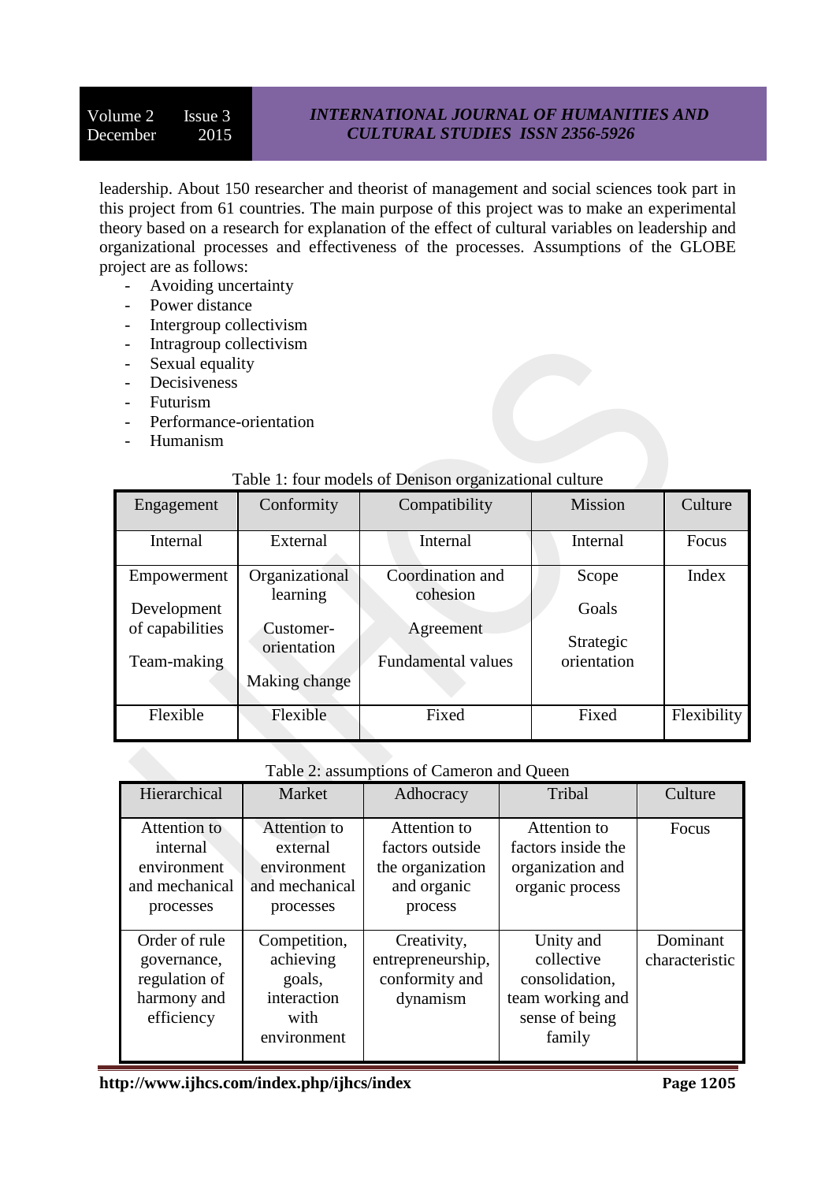leadership. About 150 researcher and theorist of management and social sciences took part in this project from 61 countries. The main purpose of this project was to make an experimental theory based on a research for explanation of the effect of cultural variables on leadership and organizational processes and effectiveness of the processes. Assumptions of the GLOBE project are as follows:

- Avoiding uncertainty
- Power distance
- Intergroup collectivism
- Intragroup collectivism
- Sexual equality
- Decisiveness
- Futurism
- Performance-orientation
- Humanism

Table 1: four models of Denison organizational culture

| Engagement | Conformity | Compatibility | Mission | Culture |
|---|---|---|---|---|
| Internal | External | Internal | Internal | Focus |
| Empowerment<br>Development of capabilities<br>Team-making | Organizational learning<br>Customer-orientation<br>Making change | Coordination and cohesion<br>Agreement<br>Fundamental values | Scope<br>Goals<br>Strategic orientation | Index |
| Flexible | Flexible | Fixed | Fixed | Flexibility |

Table 2: assumptions of Cameron and Queen

| Hierarchical | Market | Adhocracy | Tribal | Culture |
|---|---|---|---|---|
| Attention to internal environment and mechanical processes | Attention to external environment and mechanical processes | Attention to factors outside the organization and organic process | Attention to factors inside the organization and organic process | Focus |
| Order of rule governance, regulation of harmony and efficiency | Competition, achieving goals, interaction with environment | Creativity, entrepreneurship, conformity and dynamism | Unity and collective consolidation, team working and sense of being family | Dominant characteristic |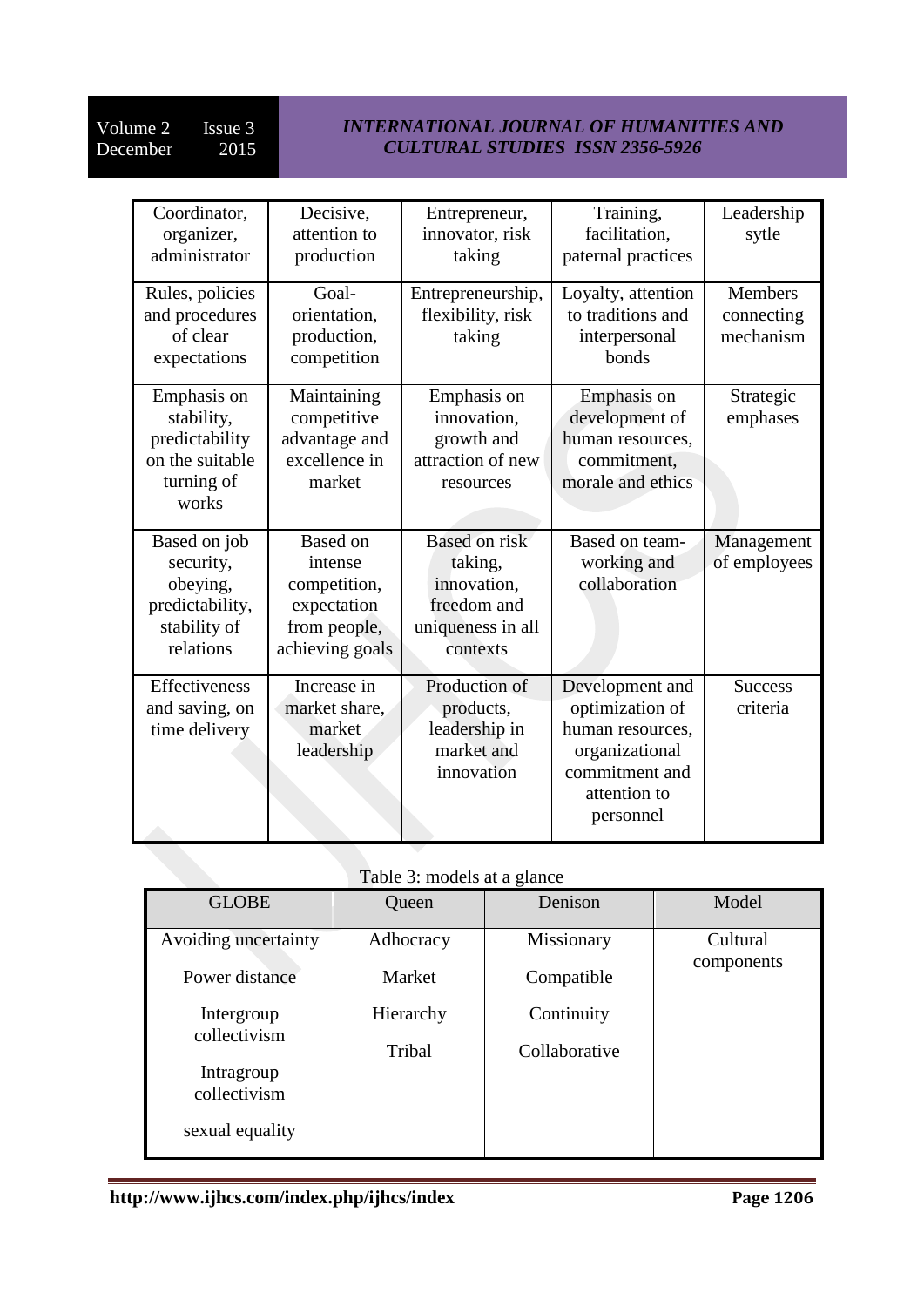| Coordinator, organizer, administrator | Decisive, attention to production | Entrepreneur, innovator, risk taking | Training, facilitation, paternal practices | Leadership sytle |
|---|---|---|---|---|
| Rules, policies and procedures of clear expectations | Goal-orientation, production, competition | Entrepreneurship, flexibility, risk taking | Loyalty, attention to traditions and interpersonal bonds | Members connecting mechanism |
| Emphasis on stability, predictability on the suitable turning of works | Maintaining competitive advantage and excellence in market | Emphasis on innovation, growth and attraction of new resources | Emphasis on development of human resources, commitment, morale and ethics | Strategic emphases |
| Based on job security, obeying, predictability, stability of relations | Based on intense competition, expectation from people, achieving goals | Based on risk taking, innovation, freedom and uniqueness in all contexts | Based on team-working and collaboration | Management of employees |
| Effectiveness and saving, on time delivery | Increase in market share, market leadership | Production of products, leadership in market and innovation | Development and optimization of human resources, organizational commitment and attention to personnel | Success criteria |

Table 3: models at a glance

| GLOBE | Queen | Denison | Model |
|---|---|---|---|
| Avoiding uncertainty | Adhocracy | Missionary | Cultural components |
| Power distance | Market | Compatible | |
| Intergroup collectivism | Hierarchy | Continuity | |
| Intragroup collectivism | Tribal | Collaborative | |
| sexual equality | | | |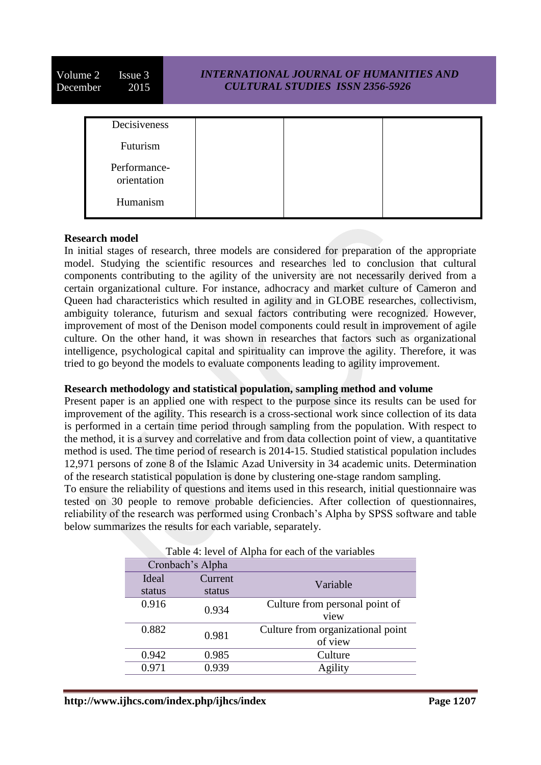| Decisiveness | | | |
|---|---|---|---|
| Futurism | | | |
| Performance-orientation | | | |
| Humanism | | | |

**Research model**

In initial stages of research, three models are considered for preparation of the appropriate model. Studying the scientific resources and researches led to conclusion that cultural components contributing to the agility of the university are not necessarily derived from a certain organizational culture. For instance, adhocracy and market culture of Cameron and Queen had characteristics which resulted in agility and in GLOBE researches, collectivism, ambiguity tolerance, futurism and sexual factors contributing were recognized. However, improvement of most of the Denison model components could result in improvement of agile culture. On the other hand, it was shown in researches that factors such as organizational intelligence, psychological capital and spirituality can improve the agility. Therefore, it was tried to go beyond the models to evaluate components leading to agility improvement.

**Research methodology and statistical population, sampling method and volume**

Present paper is an applied one with respect to the purpose since its results can be used for improvement of the agility. This research is a cross-sectional work since collection of its data is performed in a certain time period through sampling from the population. With respect to the method, it is a survey and correlative and from data collection point of view, a quantitative method is used. The time period of research is 2014-15. Studied statistical population includes 12,971 persons of zone 8 of the Islamic Azad University in 34 academic units. Determination of the research statistical population is done by clustering one-stage random sampling.

To ensure the reliability of questions and items used in this research, initial questionnaire was tested on 30 people to remove probable deficiencies. After collection of questionnaires, reliability of the research was performed using Cronbach's Alpha by SPSS software and table below summarizes the results for each variable, separately.

Table 4: level of Alpha for each of the variables

| Cronbach's Alpha | | |
|---|---|---|
| Ideal status | Current status | Variable |
| 0.916 | 0.934 | Culture from personal point of view |
| 0.882 | 0.981 | Culture from organizational point of view |
| 0.942 | 0.985 | Culture |
| 0.971 | 0.939 | Agility |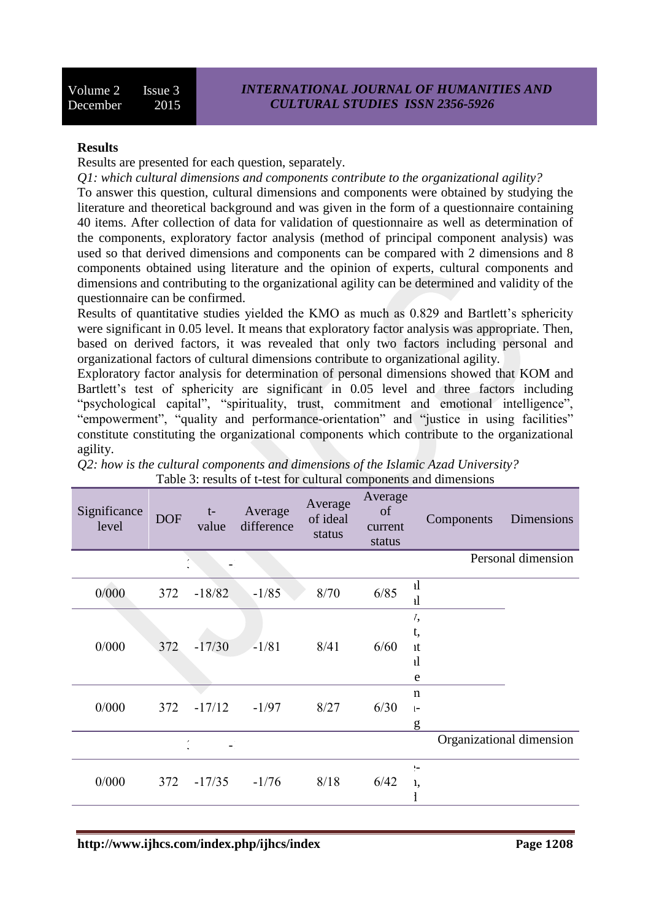**Results**

Results are presented for each question, separately.

*Q1: which cultural dimensions and components contribute to the organizational agility?*

To answer this question, cultural dimensions and components were obtained by studying the literature and theoretical background and was given in the form of a questionnaire containing 40 items. After collection of data for validation of questionnaire as well as determination of the components, exploratory factor analysis (method of principal component analysis) was used so that derived dimensions and components can be compared with 2 dimensions and 8 components obtained using literature and the opinion of experts, cultural components and dimensions and contributing to the organizational agility can be determined and validity of the questionnaire can be confirmed.

Results of quantitative studies yielded the KMO as much as 0.829 and Bartlett's sphericity were significant in 0.05 level. It means that exploratory factor analysis was appropriate. Then, based on derived factors, it was revealed that only two factors including personal and organizational factors of cultural dimensions contribute to organizational agility.

Exploratory factor analysis for determination of personal dimensions showed that KOM and Bartlett's test of sphericity are significant in 0.05 level and three factors including "psychological capital", "spirituality, trust, commitment and emotional intelligence", "empowerment", "quality and performance-orientation" and "justice in using facilities" constitute constituting the organizational components which contribute to the organizational agility.

*Q2: how is the cultural components and dimensions of the Islamic Azad University?*

Table 3: results of t-test for cultural components and dimensions

| Significance level | DOF | t-value | Average difference | Average of ideal status | Average of current status | Components | Dimensions |
|---|---|---|---|---|---|---|---|
| | | - | | | | | Personal dimension |
| 0/000 | 372 | -18/82 | -1/85 | 8/70 | 6/85 | ..l ..l | |
| 0/000 | 372 | -17/30 | -1/81 | 8/41 | 6/60 | .., t, ..t ..l e | |
| 0/000 | 372 | -17/12 | -1/97 | 8/27 | 6/30 | n .- g | |
| | | - | | | | | Organizational dimension |
| 0/000 | 372 | -17/35 | -1/76 | 8/18 | 6/42 | .- .., .. | |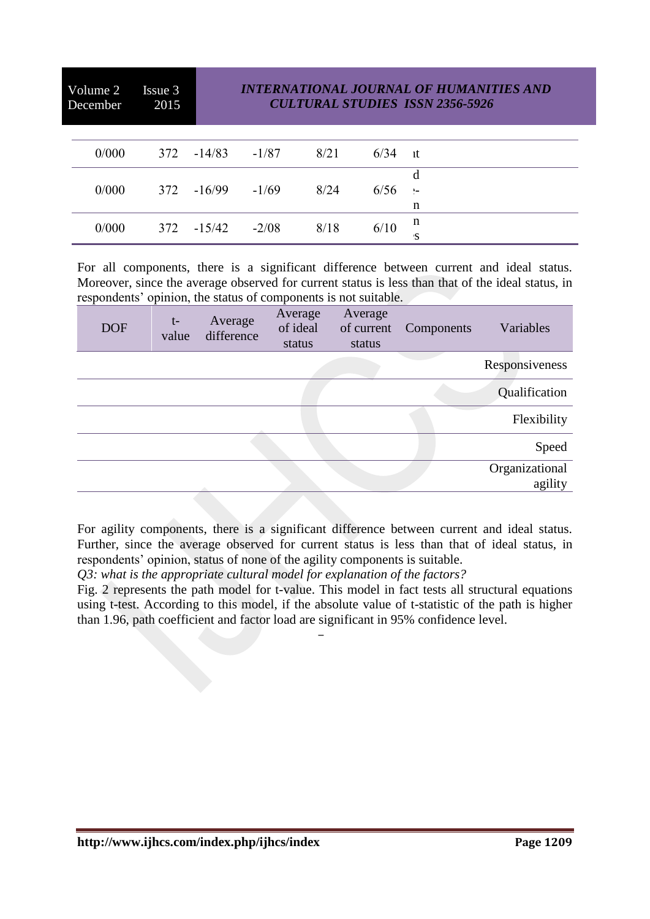| | | | | | | |
|---|---|---|---|---|---|---|
| 0/000 | 372 | -14/83 | -1/87 | 8/21 | 6/34 | ıt |
| 0/000 | 372 | -16/99 | -1/69 | 8/24 | 6/56 | d -n |
| 0/000 | 372 | -15/42 | -2/08 | 8/18 | 6/10 | n s |

For all components, there is a significant difference between current and ideal status. Moreover, since the average observed for current status is less than that of the ideal status, in respondents' opinion, the status of components is not suitable.

| DOF | t-value | Average difference | Average of ideal status | Average of current status | Components | Variables |
|---|---|---|---|---|---|---|
| | | | | | | Responsiveness |
| | | | | | | Qualification |
| | | | | | | Flexibility |
| | | | | | | Speed |
| | | | | | | Organizational agility |

For agility components, there is a significant difference between current and ideal status. Further, since the average observed for current status is less than that of ideal status, in respondents' opinion, status of none of the agility components is suitable.

*Q3: what is the appropriate cultural model for explanation of the factors?*

Fig. 2 represents the path model for t-value. This model in fact tests all structural equations using t-test. According to this model, if the absolute value of t-statistic of the path is higher than 1.96, path coefficient and factor load are significant in 95% confidence level.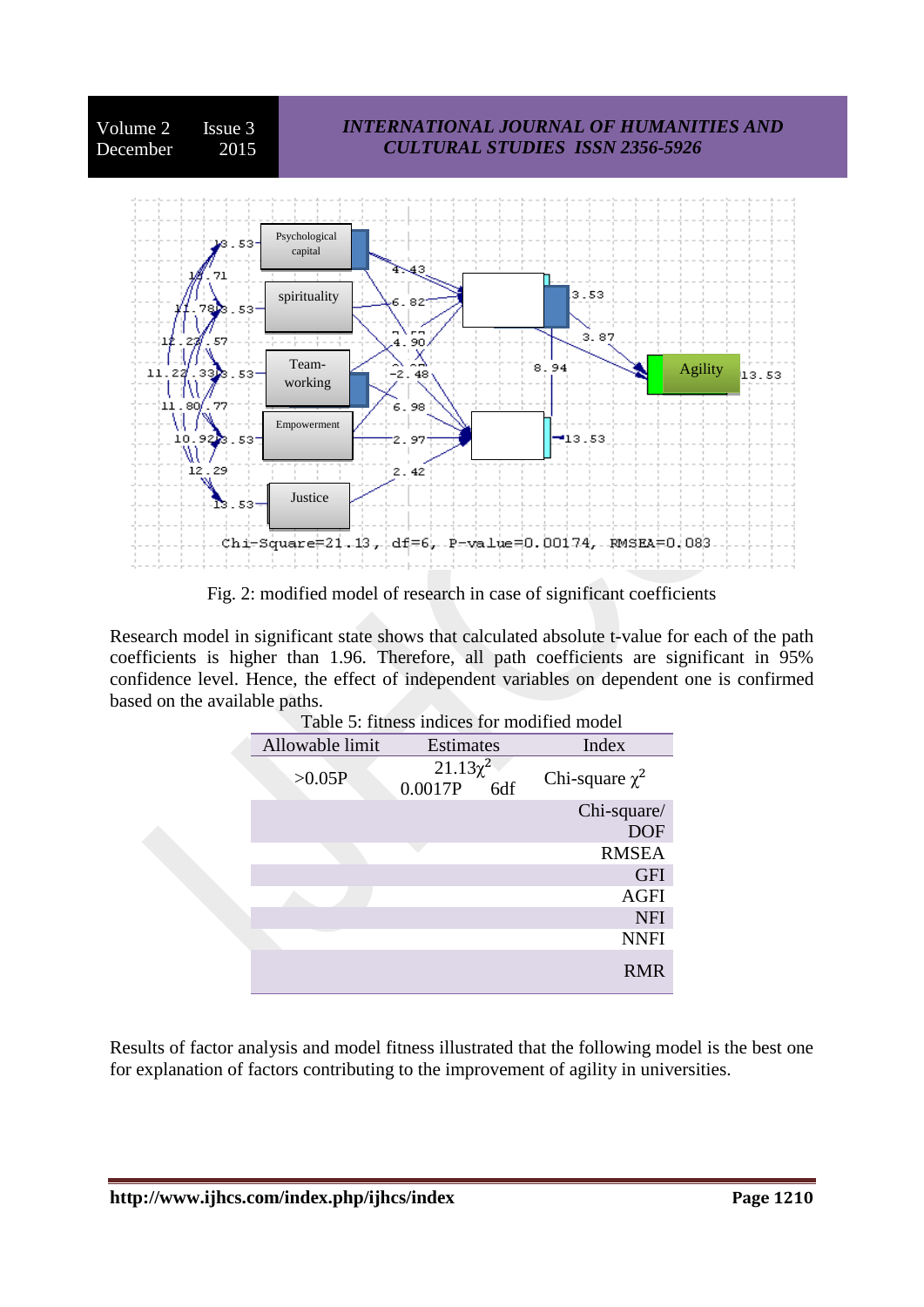Fig. 2: modified model of research in case of significant coefficients

Research model in significant state shows that calculated absolute t-value for each of the path coefficients is higher than 1.96. Therefore, all path coefficients are significant in 95% confidence level. Hence, the effect of independent variables on dependent one is confirmed based on the available paths.

Table 5: fitness indices for modified model

| Allowable limit | Estimates | Index |
|---|---|---|
| >0.05P | $21.13\chi^2$ 0.0017P 6df | Chi-square $\chi^2$ |
| | | Chi-square/ DOF |
| | | RMSEA |
| | | GFI |
| | | AGFI |
| | | NFI |
| | | NNFI |
| | | RMR |

Results of factor analysis and model fitness illustrated that the following model is the best one for explanation of factors contributing to the improvement of agility in universities.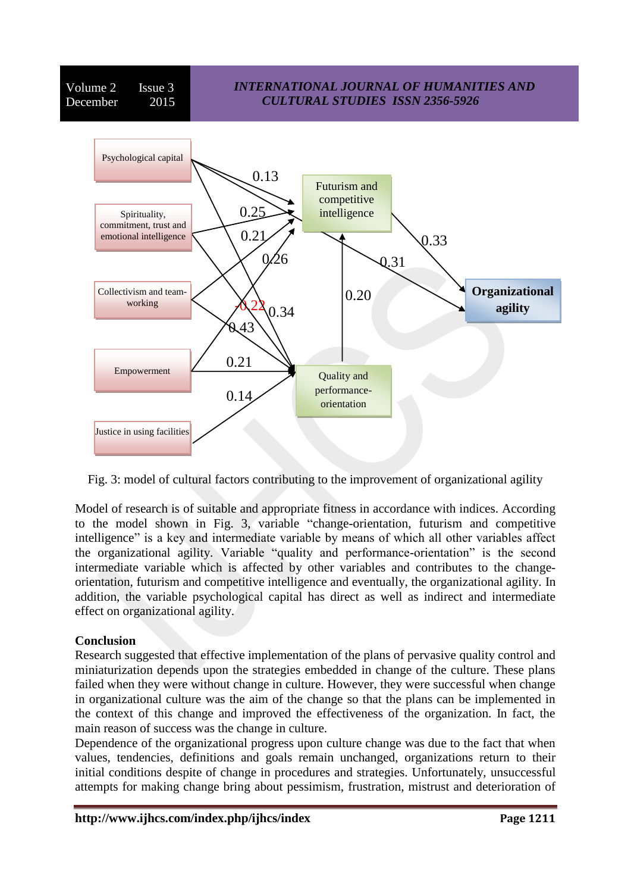Fig. 3: model of cultural factors contributing to the improvement of organizational agility

Model of research is of suitable and appropriate fitness in accordance with indices. According to the model shown in Fig. 3, variable “change-orientation, futurism and competitive intelligence” is a key and intermediate variable by means of which all other variables affect the organizational agility. Variable “quality and performance-orientation” is the second intermediate variable which is affected by other variables and contributes to the change-orientation, futurism and competitive intelligence and eventually, the organizational agility. In addition, the variable psychological capital has direct as well as indirect and intermediate effect on organizational agility.

**Conclusion**

Research suggested that effective implementation of the plans of pervasive quality control and miniaturization depends upon the strategies embedded in change of the culture. These plans failed when they were without change in culture. However, they were successful when change in organizational culture was the aim of the change so that the plans can be implemented in the context of this change and improved the effectiveness of the organization. In fact, the main reason of success was the change in culture.

Dependence of the organizational progress upon culture change was due to the fact that when values, tendencies, definitions and goals remain unchanged, organizations return to their initial conditions despite of change in procedures and strategies. Unfortunately, unsuccessful attempts for making change bring about pessimism, frustration, mistrust and deterioration of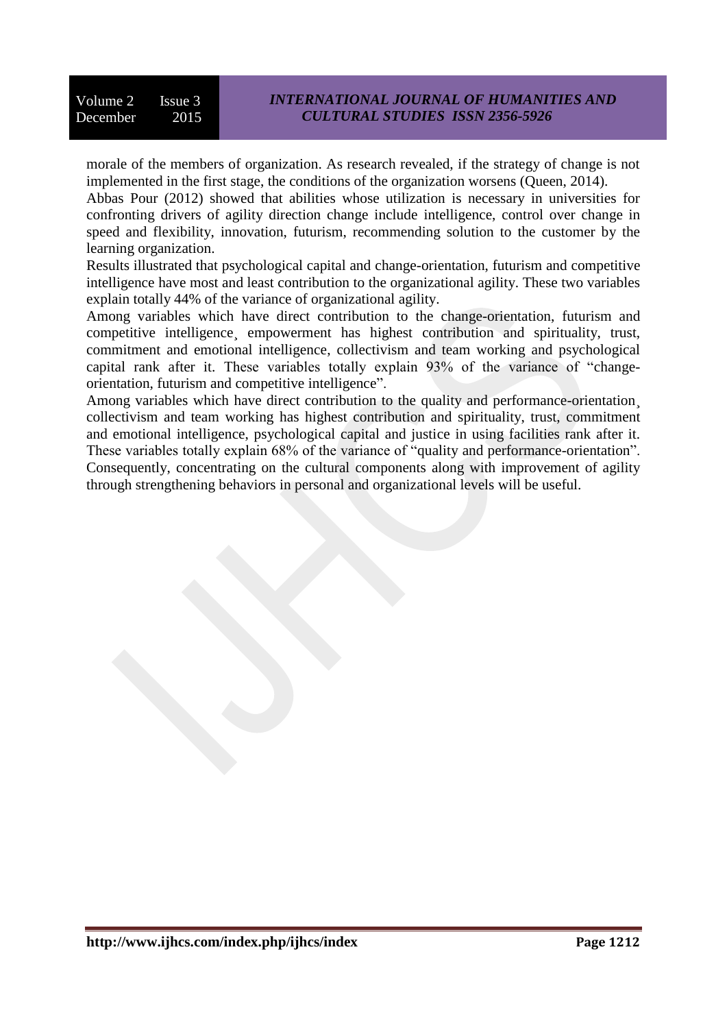morale of the members of organization. As research revealed, if the strategy of change is not implemented in the first stage, the conditions of the organization worsens (Queen, 2014).

Abbas Pour (2012) showed that abilities whose utilization is necessary in universities for confronting drivers of agility direction change include intelligence, control over change in speed and flexibility, innovation, futurism, recommending solution to the customer by the learning organization.

Results illustrated that psychological capital and change-orientation, futurism and competitive intelligence have most and least contribution to the organizational agility. These two variables explain totally 44% of the variance of organizational agility.

Among variables which have direct contribution to the change-orientation, futurism and competitive intelligence¸ empowerment has highest contribution and spirituality, trust, commitment and emotional intelligence, collectivism and team working and psychological capital rank after it. These variables totally explain 93% of the variance of "change-orientation, futurism and competitive intelligence".

Among variables which have direct contribution to the quality and performance-orientation¸ collectivism and team working has highest contribution and spirituality, trust, commitment and emotional intelligence, psychological capital and justice in using facilities rank after it. These variables totally explain 68% of the variance of "quality and performance-orientation". Consequently, concentrating on the cultural components along with improvement of agility through strengthening behaviors in personal and organizational levels will be useful.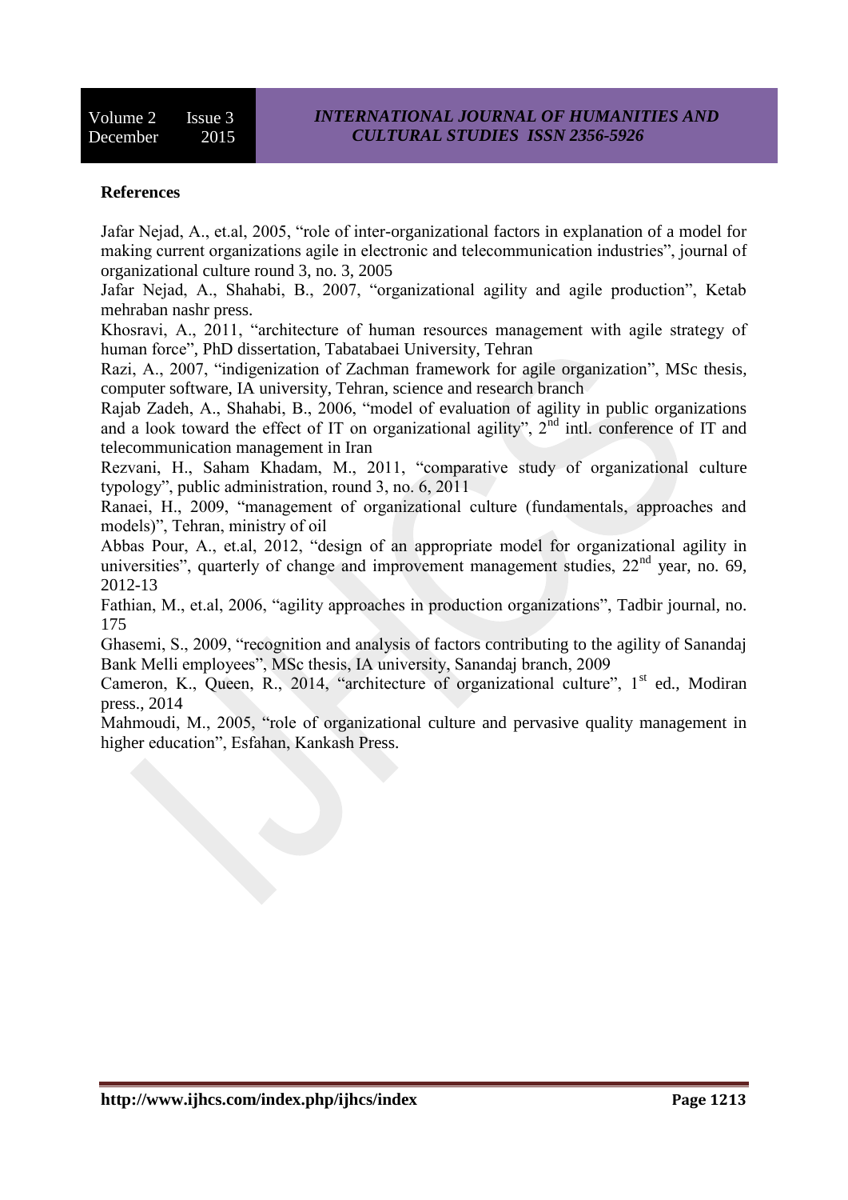**References**

Jafar Nejad, A., et.al, 2005, "role of inter-organizational factors in explanation of a model for making current organizations agile in electronic and telecommunication industries", journal of organizational culture round 3, no. 3, 2005

Jafar Nejad, A., Shahabi, B., 2007, "organizational agility and agile production", Ketab mehraban nashr press.

Khosravi, A., 2011, "architecture of human resources management with agile strategy of human force", PhD dissertation, Tabatabaei University, Tehran

Razi, A., 2007, "indigenization of Zachman framework for agile organization", MSc thesis, computer software, IA university, Tehran, science and research branch

Rajab Zadeh, A., Shahabi, B., 2006, "model of evaluation of agility in public organizations and a look toward the effect of IT on organizational agility", 2nd intl. conference of IT and telecommunication management in Iran

Rezvani, H., Saham Khadam, M., 2011, "comparative study of organizational culture typology", public administration, round 3, no. 6, 2011

Ranaei, H., 2009, "management of organizational culture (fundamentals, approaches and models)", Tehran, ministry of oil

Abbas Pour, A., et.al, 2012, "design of an appropriate model for organizational agility in universities", quarterly of change and improvement management studies, 22nd year, no. 69, 2012-13

Fathian, M., et.al, 2006, "agility approaches in production organizations", Tadbir journal, no. 175

Ghasemi, S., 2009, "recognition and analysis of factors contributing to the agility of Sanandaj Bank Melli employees", MSc thesis, IA university, Sanandaj branch, 2009

Cameron, K., Queen, R., 2014, "architecture of organizational culture", 1st ed., Modiran press., 2014

Mahmoudi, M., 2005, "role of organizational culture and pervasive quality management in higher education", Esfahan, Kankash Press.